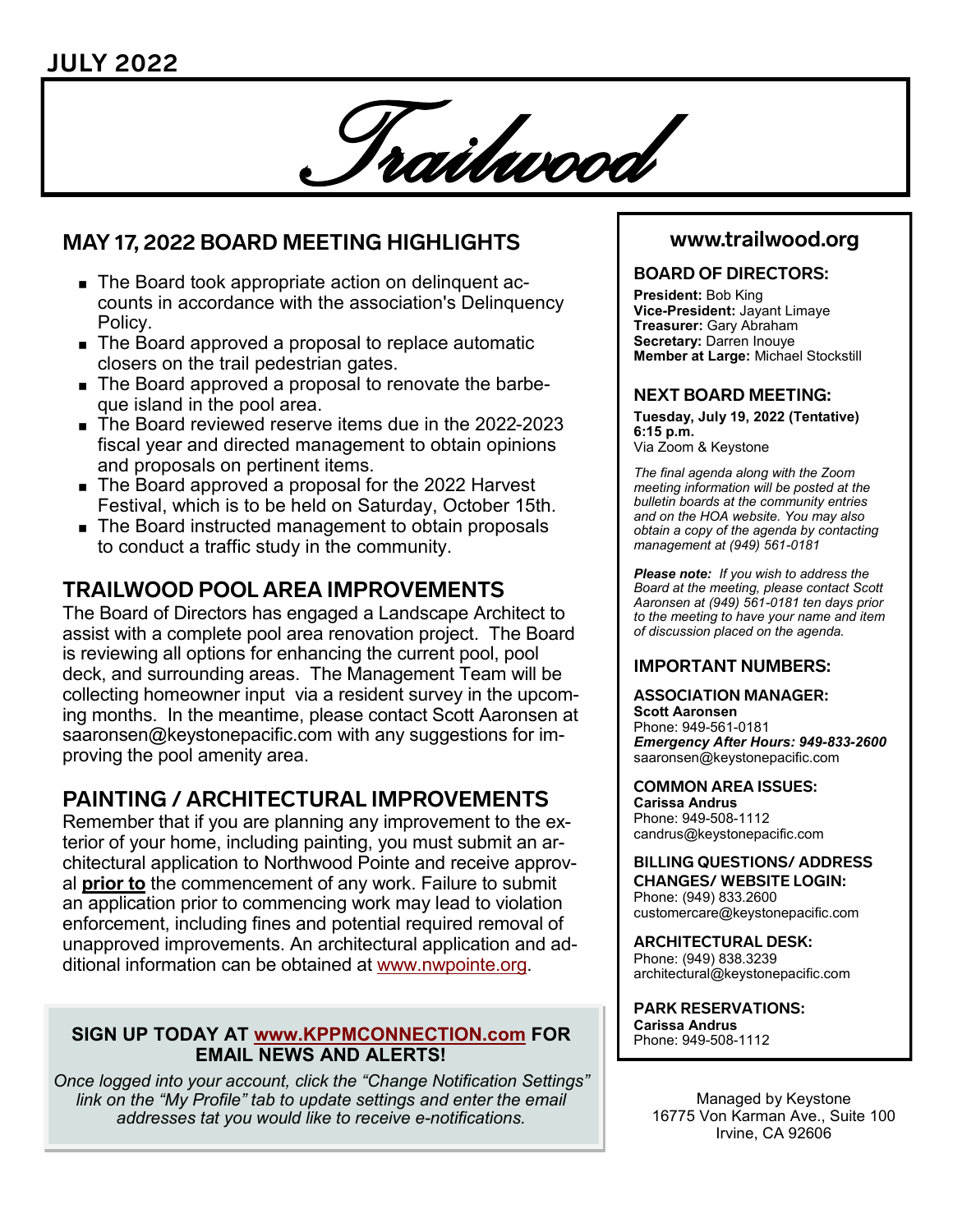JULY 2022

# Trailwood

## MAY 17, 2022 BOARD MEETING HIGHLIGHTS

- The Board took appropriate action on delinquent accounts in accordance with the association's Delinquency Policy.
- The Board approved a proposal to replace automatic closers on the trail pedestrian gates.
- The Board approved a proposal to renovate the barbeque island in the pool area.
- The Board reviewed reserve items due in the 2022-2023 fiscal year and directed management to obtain opinions and proposals on pertinent items.
- The Board approved a proposal for the 2022 Harvest Festival, which is to be held on Saturday, October 15th.
- The Board instructed management to obtain proposals to conduct a traffic study in the community.

## TRAILWOOD POOL AREA IMPROVEMENTS

The Board of Directors has engaged a Landscape Architect to assist with a complete pool area renovation project. The Board is reviewing all options for enhancing the current pool, pool deck, and surrounding areas. The Management Team will be collecting homeowner input via a resident survey in the upcoming months. In the meantime, please contact Scott Aaronsen at saaronsen@keystonepacific.com with any suggestions for improving the pool amenity area.

## PAINTING / ARCHITECTURAL IMPROVEMENTS

Remember that if you are planning any improvement to the exterior of your home, including painting, you must submit an architectural application to Northwood Pointe and receive approval **prior to** the commencement of any work. Failure to submit an application prior to commencing work may lead to violation enforcement, including fines and potential required removal of unapproved improvements. An architectural application and additional information can be obtained at www.nwpointe.org.

**SIGN UP TODAY AT www.KPPMCONNECTION.com FOR EMAIL NEWS AND ALERTS!**

*Once logged into your account, click the "Change Notification Settings" link on the "My Profile" tab to update settings and enter the email addresses tat you would like to receive e-notifications.*

## www.trailwood.org

### BOARD OF DIRECTORS:

**President:** Bob King
**Vice-President:** Jayant Limaye
**Treasurer:** Gary Abraham
**Secretary:** Darren Inouye
**Member at Large:** Michael Stockstill

### NEXT BOARD MEETING:

**Tuesday, July 19, 2022 (Tentative)**
**6:15 p.m.**
Via Zoom & Keystone

*The final agenda along with the Zoom meeting information will be posted at the bulletin boards at the community entries and on the HOA website. You may also obtain a copy of the agenda by contacting management at (949) 561-0181*

***Please note:*** *If you wish to address the Board at the meeting, please contact Scott Aaronsen at (949) 561-0181 ten days prior to the meeting to have your name and item of discussion placed on the agenda.*

### IMPORTANT NUMBERS:

**ASSOCIATION MANAGER:**
**Scott Aaronsen**
Phone: 949-561-0181
***Emergency After Hours: 949-833-2600***
saaronsen@keystonepacific.com

**COMMON AREA ISSUES:**
**Carissa Andrus**
Phone: 949-508-1112
candrus@keystonepacific.com

**BILLING QUESTIONS/ ADDRESS CHANGES/ WEBSITE LOGIN:**
Phone: (949) 833.2600
customercare@keystonepacific.com

**ARCHITECTURAL DESK:**
Phone: (949) 838.3239
architectural@keystonepacific.com

**PARK RESERVATIONS:**
**Carissa Andrus**
Phone: 949-508-1112

Managed by Keystone
16775 Von Karman Ave., Suite 100
Irvine, CA 92606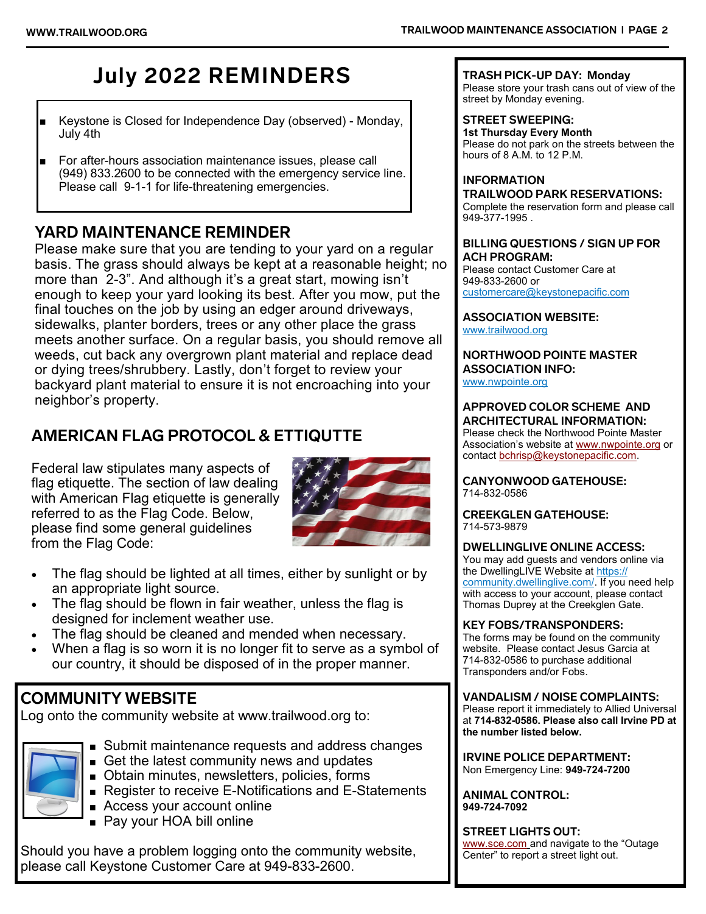# July 2022 REMINDERS

- Keystone is Closed for Independence Day (observed) - Monday, July 4th
- For after-hours association maintenance issues, please call (949) 833.2600 to be connected with the emergency service line. Please call 9-1-1 for life-threatening emergencies.

## YARD MAINTENANCE REMINDER

Please make sure that you are tending to your yard on a regular basis. The grass should always be kept at a reasonable height; no more than 2-3". And although it's a great start, mowing isn't enough to keep your yard looking its best. After you mow, put the final touches on the job by using an edger around driveways, sidewalks, planter borders, trees or any other place the grass meets another surface. On a regular basis, you should remove all weeds, cut back any overgrown plant material and replace dead or dying trees/shrubbery. Lastly, don't forget to review your backyard plant material to ensure it is not encroaching into your neighbor's property.

## AMERICAN FLAG PROTOCOL & ETTIQUTTE

Federal law stipulates many aspects of flag etiquette. The section of law dealing with American Flag etiquette is generally referred to as the Flag Code. Below, please find some general guidelines from the Flag Code:

- The flag should be lighted at all times, either by sunlight or by an appropriate light source.
- The flag should be flown in fair weather, unless the flag is designed for inclement weather use.
- The flag should be cleaned and mended when necessary.
- When a flag is so worn it is no longer fit to serve as a symbol of our country, it should be disposed of in the proper manner.

## COMMUNITY WEBSITE

Log onto the community website at www.trailwood.org to:

- Submit maintenance requests and address changes
- Get the latest community news and updates
- Obtain minutes, newsletters, policies, forms
- Register to receive E-Notifications and E-Statements
- Access your account online
- Pay your HOA bill online

Should you have a problem logging onto the community website, please call Keystone Customer Care at 949-833-2600.

**TRASH PICK-UP DAY: Monday**
Please store your trash cans out of view of the street by Monday evening.

**STREET SWEEPING:**
**1st Thursday Every Month**
Please do not park on the streets between the hours of 8 A.M. to 12 P.M.

**INFORMATION**

**TRAILWOOD PARK RESERVATIONS:**
Complete the reservation form and please call 949-377-1995 .

**BILLING QUESTIONS / SIGN UP FOR ACH PROGRAM:**
Please contact Customer Care at 949-833-2600 or customercare@keystonepacific.com

**ASSOCIATION WEBSITE:**
www.trailwood.org

**NORTHWOOD POINTE MASTER ASSOCIATION INFO:**
www.nwpointe.org

**APPROVED COLOR SCHEME AND ARCHITECTURAL INFORMATION:**
Please check the Northwood Pointe Master Association's website at www.nwpointe.org or contact bchrisp@keystonepacific.com.

**CANYONWOOD GATEHOUSE:**
714-832-0586

**CREEKGLEN GATEHOUSE:**
714-573-9879

**DWELLINGLIVE ONLINE ACCESS:**
You may add guests and vendors online via the DwellingLIVE Website at https://community.dwellinglive.com/. If you need help with access to your account, please contact Thomas Duprey at the Creekglen Gate.

**KEY FOBS/TRANSPONDERS:**
The forms may be found on the community website. Please contact Jesus Garcia at 714-832-0586 to purchase additional Transponders and/or Fobs.

**VANDALISM / NOISE COMPLAINTS:**
Please report it immediately to Allied Universal at **714-832-0586. Please also call Irvine PD at the number listed below.**

**IRVINE POLICE DEPARTMENT:**
Non Emergency Line: **949-724-7200**

**ANIMAL CONTROL:**
**949-724-7092**

**STREET LIGHTS OUT:**
www.sce.com and navigate to the "Outage Center" to report a street light out.